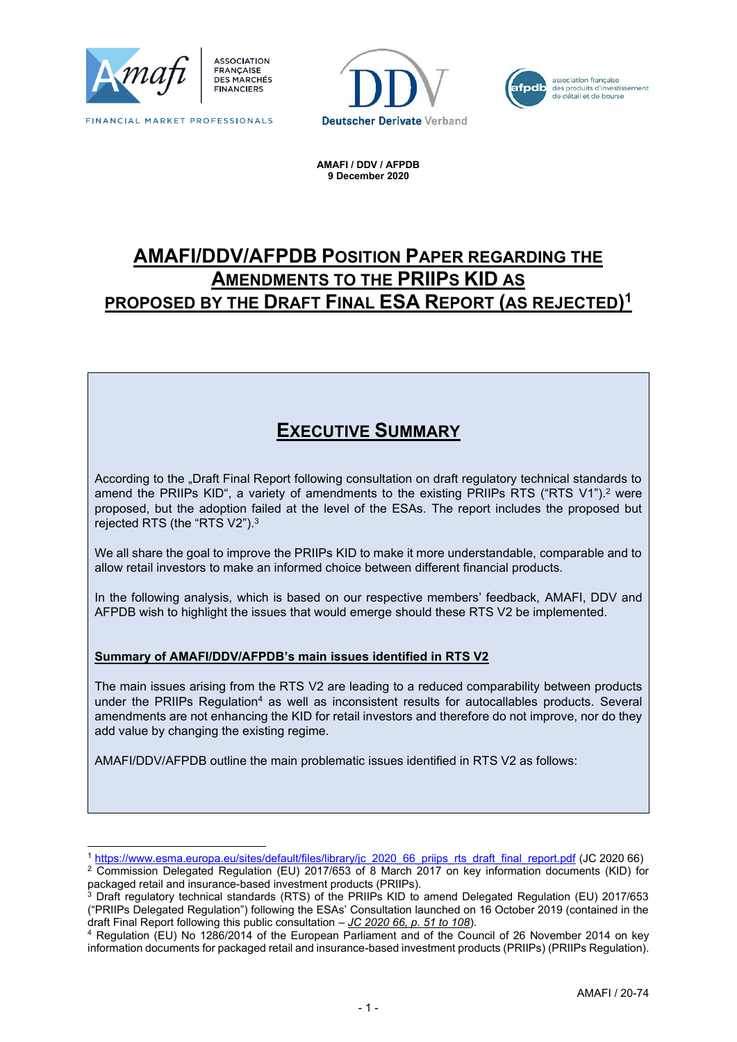ASSOCIATION FRANÇAISE DES MARCHÉS FINANCIERS

FINANCIAL MARKET PROFESSIONALS

Deutscher Derivate Verband

association française des produits d'investissement de détail et de bourse

**AMAFI / DDV / AFPDB**
**9 December 2020**

# AMAFI/DDV/AFPDB POSITION PAPER REGARDING THE AMENDMENTS TO THE PRIIPS KID AS PROPOSED BY THE DRAFT FINAL ESA REPORT (AS REJECTED)[1]

## EXECUTIVE SUMMARY

According to the „Draft Final Report following consultation on draft regulatory technical standards to amend the PRIIPs KID", a variety of amendments to the existing PRIIPs RTS ("RTS V1").[2] were proposed, but the adoption failed at the level of the ESAs. The report includes the proposed but rejected RTS (the "RTS V2").[3]

We all share the goal to improve the PRIIPs KID to make it more understandable, comparable and to allow retail investors to make an informed choice between different financial products.

In the following analysis, which is based on our respective members' feedback, AMAFI, DDV and AFPDB wish to highlight the issues that would emerge should these RTS V2 be implemented.

**Summary of AMAFI/DDV/AFPDB's main issues identified in RTS V2**

The main issues arising from the RTS V2 are leading to a reduced comparability between products under the PRIIPs Regulation[4] as well as inconsistent results for autocallables products. Several amendments are not enhancing the KID for retail investors and therefore do not improve, nor do they add value by changing the existing regime.

AMAFI/DDV/AFPDB outline the main problematic issues identified in RTS V2 as follows:

---

[1] https://www.esma.europa.eu/sites/default/files/library/jc_2020_66_priips_rts_draft_final_report.pdf (JC 2020 66)

[2] Commission Delegated Regulation (EU) 2017/653 of 8 March 2017 on key information documents (KID) for packaged retail and insurance-based investment products (PRIIPs).

[3] Draft regulatory technical standards (RTS) of the PRIIPs KID to amend Delegated Regulation (EU) 2017/653 ("PRIIPs Delegated Regulation") following the ESAs' Consultation launched on 16 October 2019 (contained in the draft Final Report following this public consultation – *JC 2020 66, p. 51 to 108*).

[4] Regulation (EU) No 1286/2014 of the European Parliament and of the Council of 26 November 2014 on key information documents for packaged retail and insurance-based investment products (PRIIPs) (PRIIPs Regulation).

AMAFI / 20-74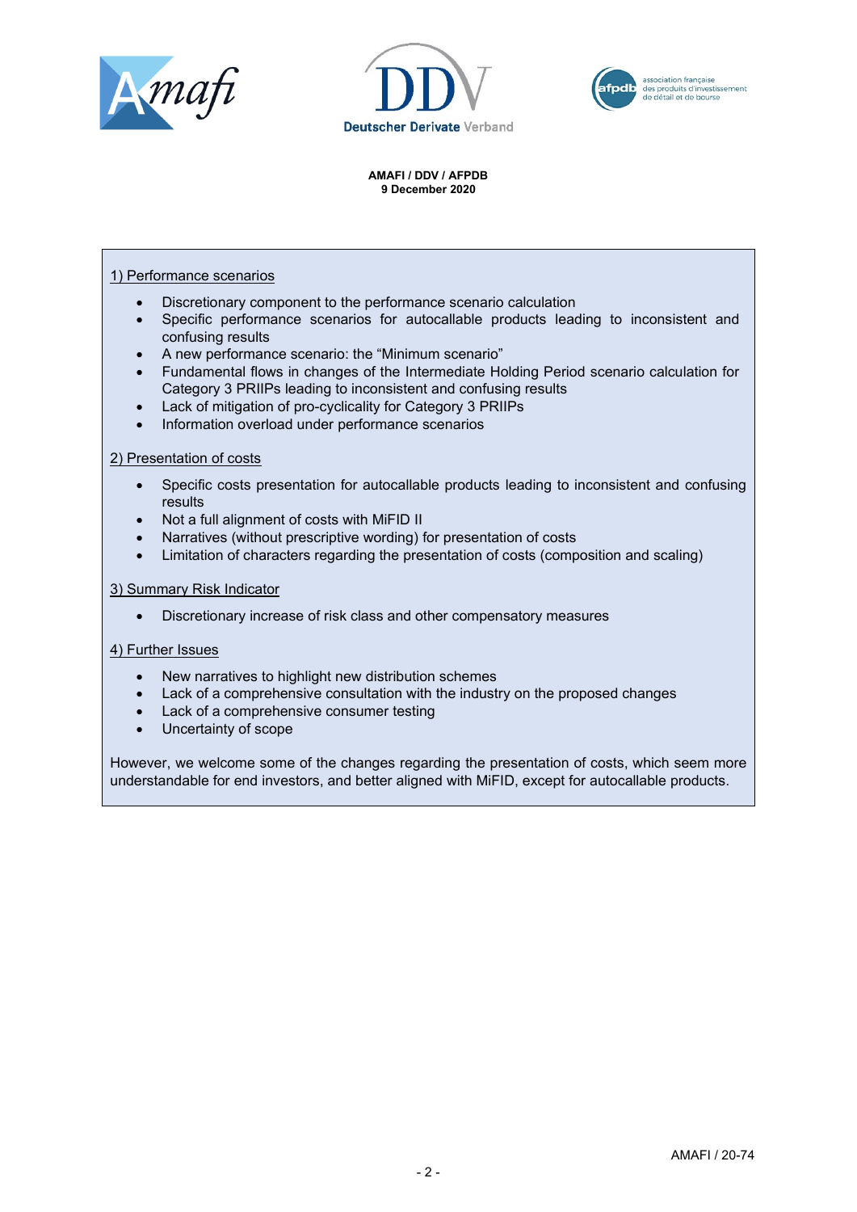**AMAFI / DDV / AFPDB**
**9 December 2020**

1) Performance scenarios

- Discretionary component to the performance scenario calculation
- Specific performance scenarios for autocallable products leading to inconsistent and confusing results
- A new performance scenario: the "Minimum scenario"
- Fundamental flows in changes of the Intermediate Holding Period scenario calculation for Category 3 PRIIPs leading to inconsistent and confusing results
- Lack of mitigation of pro-cyclicality for Category 3 PRIIPs
- Information overload under performance scenarios

2) Presentation of costs

- Specific costs presentation for autocallable products leading to inconsistent and confusing results
- Not a full alignment of costs with MiFID II
- Narratives (without prescriptive wording) for presentation of costs
- Limitation of characters regarding the presentation of costs (composition and scaling)

3) Summary Risk Indicator

- Discretionary increase of risk class and other compensatory measures

4) Further Issues

- New narratives to highlight new distribution schemes
- Lack of a comprehensive consultation with the industry on the proposed changes
- Lack of a comprehensive consumer testing
- Uncertainty of scope

However, we welcome some of the changes regarding the presentation of costs, which seem more understandable for end investors, and better aligned with MiFID, except for autocallable products.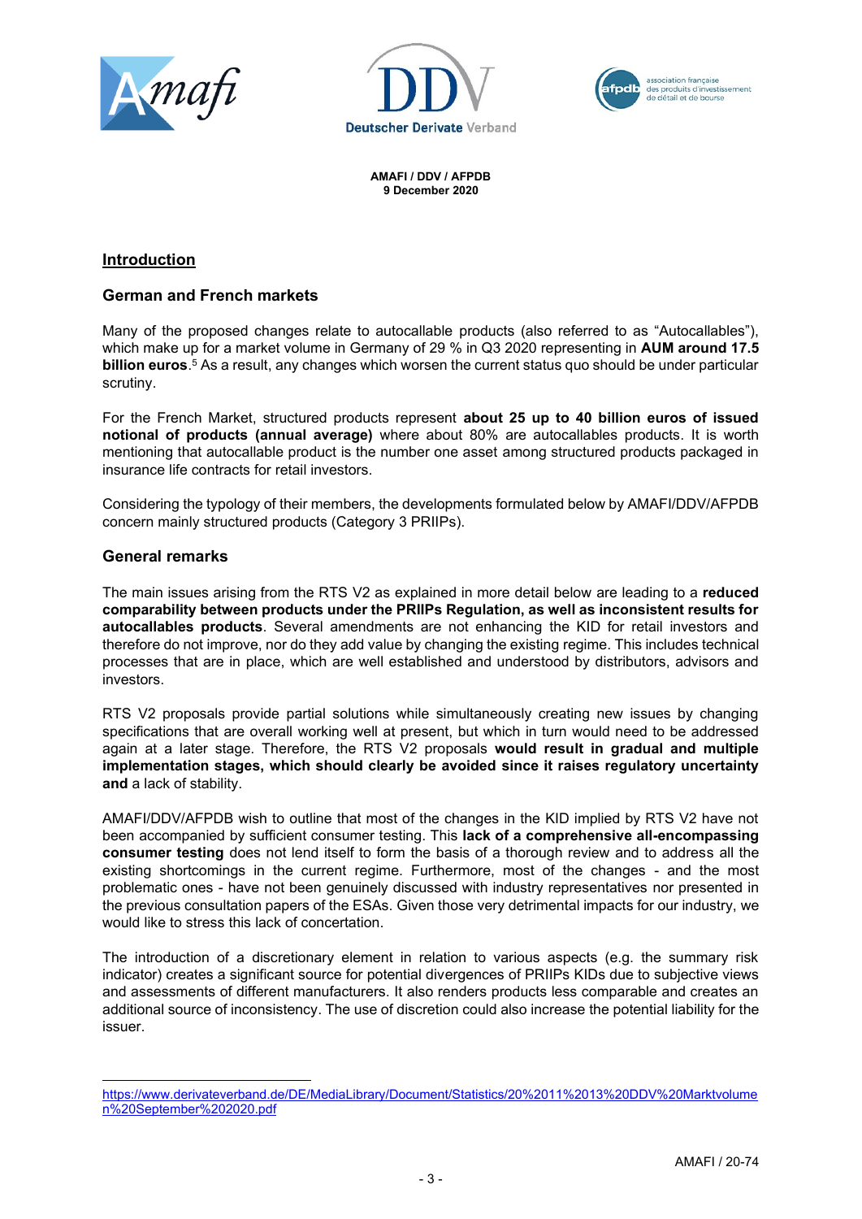AMAFI / DDV / AFPDB
9 December 2020

## Introduction

### German and French markets

Many of the proposed changes relate to autocallable products (also referred to as "Autocallables"), which make up for a market volume in Germany of 29 % in Q3 2020 representing in **AUM around 17.5 billion euros**.[5] As a result, any changes which worsen the current status quo should be under particular scrutiny.

For the French Market, structured products represent **about 25 up to 40 billion euros of issued notional of products (annual average)** where about 80% are autocallables products. It is worth mentioning that autocallable product is the number one asset among structured products packaged in insurance life contracts for retail investors.

Considering the typology of their members, the developments formulated below by AMAFI/DDV/AFPDB concern mainly structured products (Category 3 PRIIPs).

### General remarks

The main issues arising from the RTS V2 as explained in more detail below are leading to a **reduced comparability between products under the PRIIPs Regulation, as well as inconsistent results for autocallables products**. Several amendments are not enhancing the KID for retail investors and therefore do not improve, nor do they add value by changing the existing regime. This includes technical processes that are in place, which are well established and understood by distributors, advisors and investors.

RTS V2 proposals provide partial solutions while simultaneously creating new issues by changing specifications that are overall working well at present, but which in turn would need to be addressed again at a later stage. Therefore, the RTS V2 proposals **would result in gradual and multiple implementation stages, which should clearly be avoided since it raises regulatory uncertainty and** a lack of stability.

AMAFI/DDV/AFPDB wish to outline that most of the changes in the KID implied by RTS V2 have not been accompanied by sufficient consumer testing. This **lack of a comprehensive all-encompassing consumer testing** does not lend itself to form the basis of a thorough review and to address all the existing shortcomings in the current regime. Furthermore, most of the changes - and the most problematic ones - have not been genuinely discussed with industry representatives nor presented in the previous consultation papers of the ESAs. Given those very detrimental impacts for our industry, we would like to stress this lack of concertation.

The introduction of a discretionary element in relation to various aspects (e.g. the summary risk indicator) creates a significant source for potential divergences of PRIIPs KIDs due to subjective views and assessments of different manufacturers. It also renders products less comparable and creates an additional source of inconsistency. The use of discretion could also increase the potential liability for the issuer.

---

[5] https://www.derivateverband.de/DE/MediaLibrary/Document/Statistics/20%2011%2013%20DDV%20Marktvolumen%20September%202020.pdf

AMAFI / 20-74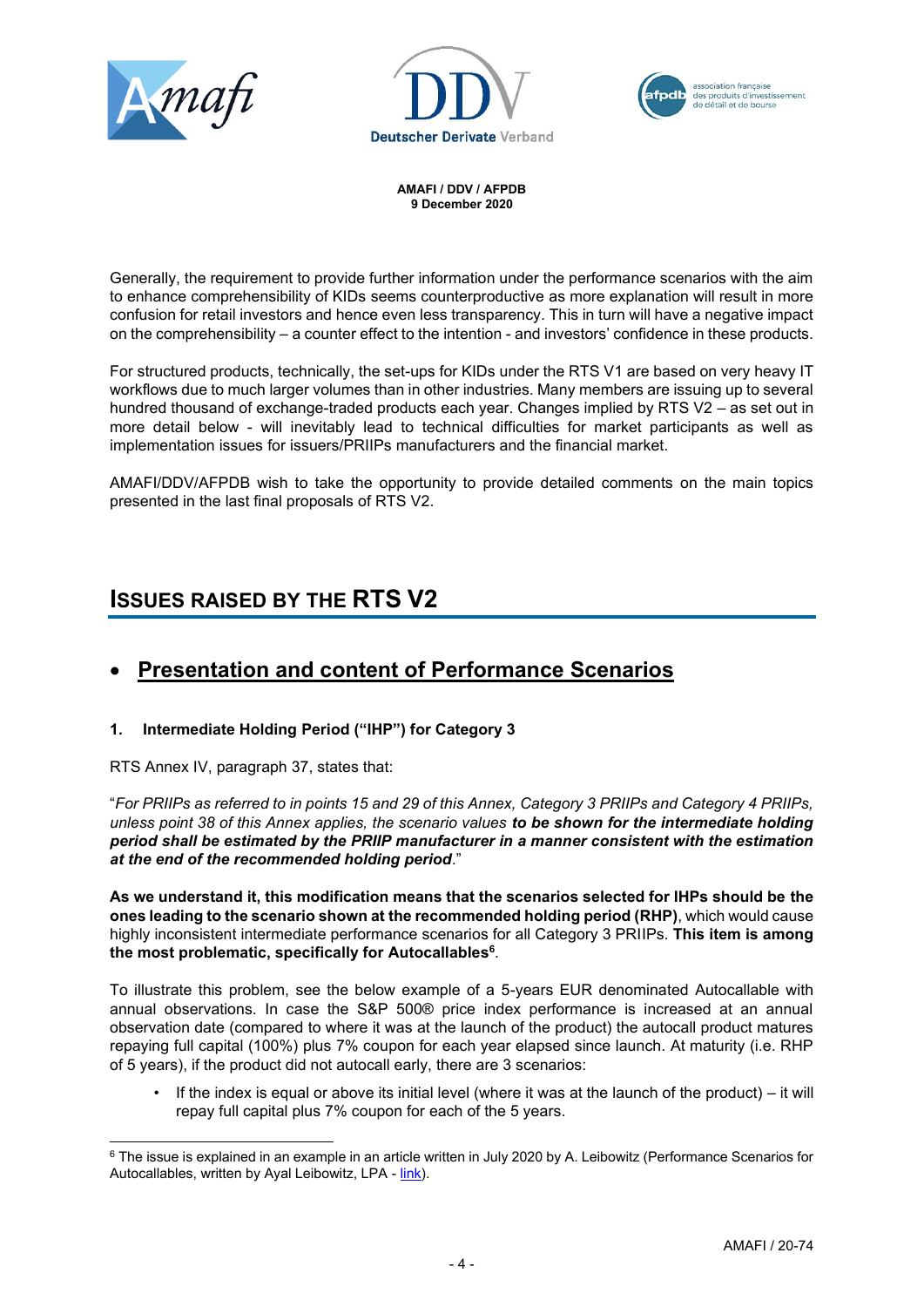**AMAFI / DDV / AFPDB**
**9 December 2020**

Generally, the requirement to provide further information under the performance scenarios with the aim to enhance comprehensibility of KIDs seems counterproductive as more explanation will result in more confusion for retail investors and hence even less transparency. This in turn will have a negative impact on the comprehensibility – a counter effect to the intention - and investors' confidence in these products.

For structured products, technically, the set-ups for KIDs under the RTS V1 are based on very heavy IT workflows due to much larger volumes than in other industries. Many members are issuing up to several hundred thousand of exchange-traded products each year. Changes implied by RTS V2 – as set out in more detail below - will inevitably lead to technical difficulties for market participants as well as implementation issues for issuers/PRIIPs manufacturers and the financial market.

AMAFI/DDV/AFPDB wish to take the opportunity to provide detailed comments on the main topics presented in the last final proposals of RTS V2.

## ISSUES RAISED BY THE RTS V2

### • Presentation and content of Performance Scenarios

#### 1. Intermediate Holding Period ("IHP") for Category 3

RTS Annex IV, paragraph 37, states that:

"*For PRIIPs as referred to in points 15 and 29 of this Annex, Category 3 PRIIPs and Category 4 PRIIPs, unless point 38 of this Annex applies, the scenario values* ***to be shown for the intermediate holding period shall be estimated by the PRIIP manufacturer in a manner consistent with the estimation at the end of the recommended holding period****.*"

**As we understand it, this modification means that the scenarios selected for IHPs should be the ones leading to the scenario shown at the recommended holding period (RHP)**, which would cause highly inconsistent intermediate performance scenarios for all Category 3 PRIIPs. **This item is among the most problematic, specifically for Autocallables**[6].

To illustrate this problem, see the below example of a 5-years EUR denominated Autocallable with annual observations. In case the S&P 500® price index performance is increased at an annual observation date (compared to where it was at the launch of the product) the autocall product matures repaying full capital (100%) plus 7% coupon for each year elapsed since launch. At maturity (i.e. RHP of 5 years), if the product did not autocall early, there are 3 scenarios:

- If the index is equal or above its initial level (where it was at the launch of the product) – it will repay full capital plus 7% coupon for each of the 5 years.

[6] The issue is explained in an example in an article written in July 2020 by A. Leibowitz (Performance Scenarios for Autocallables, written by Ayal Leibowitz, LPA - link).

AMAFI / 20-74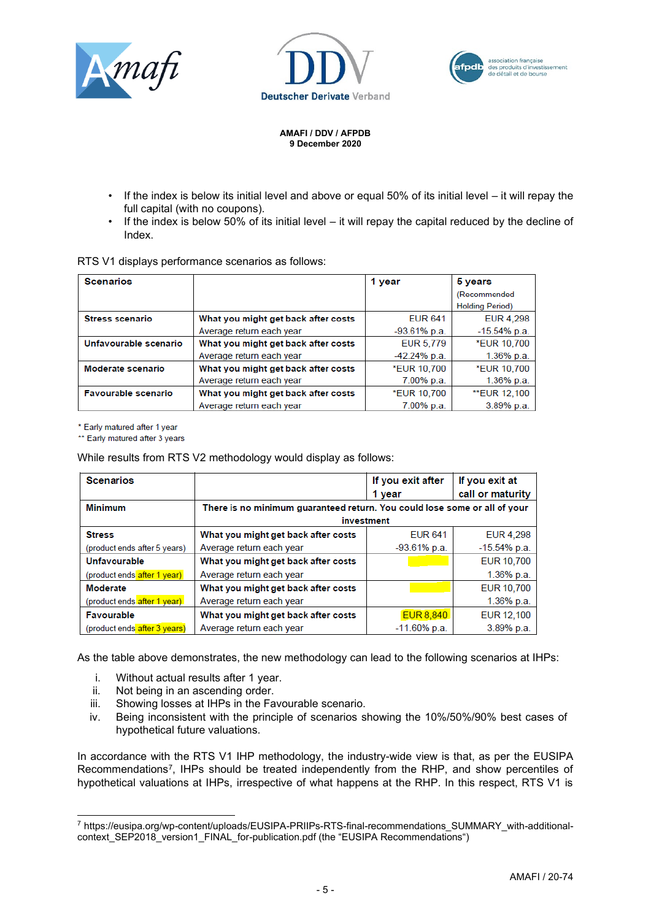AMAFI / DDV / AFPDB
9 December 2020

- If the index is below its initial level and above or equal 50% of its initial level – it will repay the full capital (with no coupons).
- If the index is below 50% of its initial level – it will repay the capital reduced by the decline of Index.

RTS V1 displays performance scenarios as follows:

| Scenarios | | 1 year | 5 years (Recommended Holding Period) |
|---|---|---|---|
| **Stress scenario** | **What you might get back after costs** | EUR 641 | EUR 4,298 |
| | Average return each year | -93.61% p.a. | -15.54% p.a. |
| **Unfavourable scenario** | **What you might get back after costs** | EUR 5,779 | *EUR 10,700 |
| | Average return each year | -42.24% p.a. | 1.36% p.a. |
| **Moderate scenario** | **What you might get back after costs** | *EUR 10,700 | *EUR 10,700 |
| | Average return each year | 7.00% p.a. | 1.36% p.a. |
| **Favourable scenario** | **What you might get back after costs** | *EUR 10,700 | **EUR 12,100 |
| | Average return each year | 7.00% p.a. | 3.89% p.a. |

\* Early matured after 1 year
\** Early matured after 3 years

While results from RTS V2 methodology would display as follows:

| Scenarios | | If you exit after 1 year | If you exit at call or maturity |
|---|---|---|---|
| **Minimum** | **There is no minimum guaranteed return. You could lose some or all of your investment** | | |
| **Stress** (product ends after 5 years) | **What you might get back after costs** | EUR 641 | EUR 4,298 |
| | Average return each year | -93.61% p.a. | -15.54% p.a. |
| **Unfavourable** (product ends after 1 year) | **What you might get back after costs** | | EUR 10,700 |
| | Average return each year | | 1.36% p.a. |
| **Moderate** (product ends after 1 year) | **What you might get back after costs** | | EUR 10,700 |
| | Average return each year | | 1.36% p.a. |
| **Favourable** (product ends after 3 years) | **What you might get back after costs** | EUR 8,840 | EUR 12,100 |
| | Average return each year | -11.60% p.a. | 3.89% p.a. |

As the table above demonstrates, the new methodology can lead to the following scenarios at IHPs:

i. Without actual results after 1 year.
ii. Not being in an ascending order.
iii. Showing losses at IHPs in the Favourable scenario.
iv. Being inconsistent with the principle of scenarios showing the 10%/50%/90% best cases of hypothetical future valuations.

In accordance with the RTS V1 IHP methodology, the industry-wide view is that, as per the EUSIPA Recommendations[7], IHPs should be treated independently from the RHP, and show percentiles of hypothetical valuations at IHPs, irrespective of what happens at the RHP. In this respect, RTS V1 is

[7] https://eusipa.org/wp-content/uploads/EUSIPA-PRIIPs-RTS-final-recommendations_SUMMARY_with-additional-context_SEP2018_version1_FINAL_for-publication.pdf (the "EUSIPA Recommendations")

AMAFI / 20-74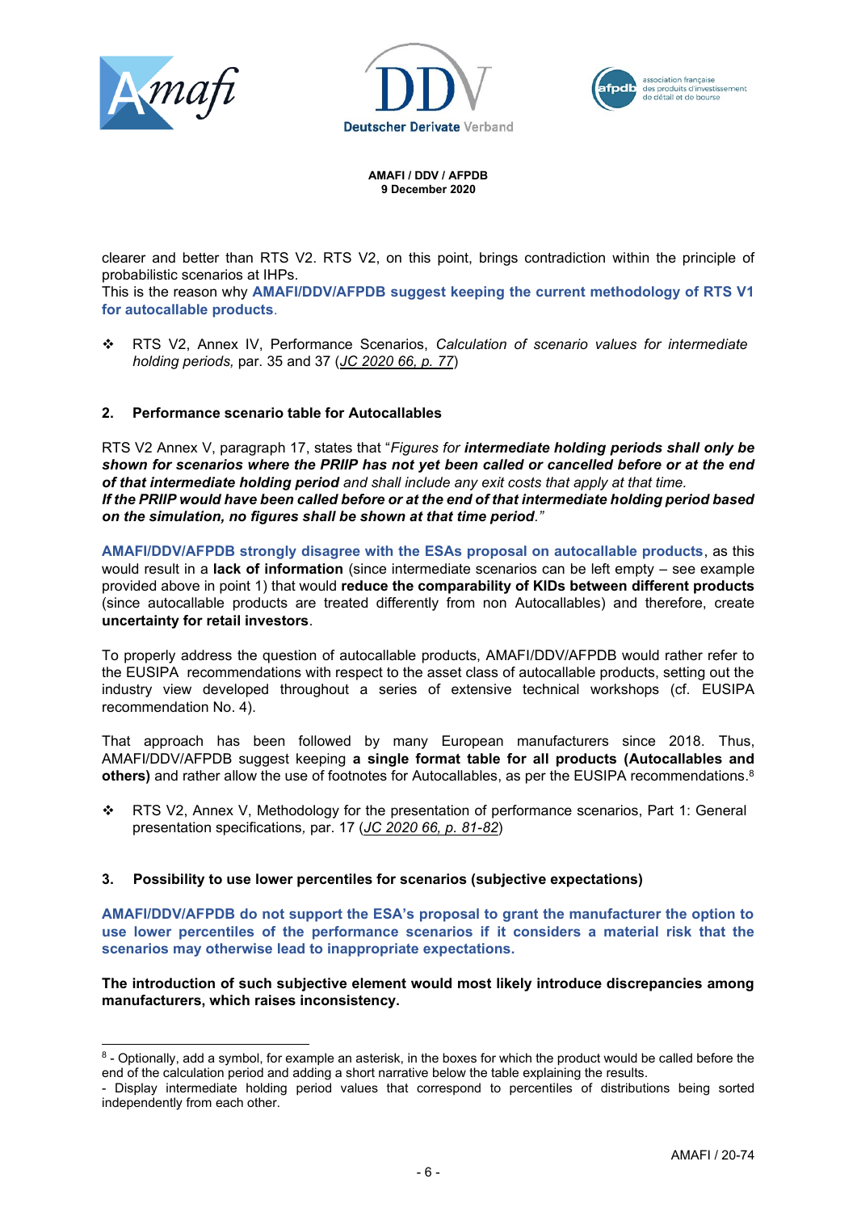clearer and better than RTS V2. RTS V2, on this point, brings contradiction within the principle of probabilistic scenarios at IHPs.
This is the reason why **AMAFI/DDV/AFPDB suggest keeping the current methodology of RTS V1 for autocallable products**.

- RTS V2, Annex IV, Performance Scenarios, *Calculation of scenario values for intermediate holding periods,* par. 35 and 37 (JC 2020 66, p. 77)

## 2. Performance scenario table for Autocallables

RTS V2 Annex V, paragraph 17, states that "*Figures for **intermediate holding periods shall only be shown for scenarios where the PRIIP has not yet been called or cancelled before or at the end of that intermediate holding period** and shall include any exit costs that apply at that time.*
***If the PRIIP would have been called before or at the end of that intermediate holding period based on the simulation, no figures shall be shown at that time period**.*"

**AMAFI/DDV/AFPDB strongly disagree with the ESAs proposal on autocallable products**, as this would result in a **lack of information** (since intermediate scenarios can be left empty – see example provided above in point 1) that would **reduce the comparability of KIDs between different products** (since autocallable products are treated differently from non Autocallables) and therefore, create **uncertainty for retail investors**.

To properly address the question of autocallable products, AMAFI/DDV/AFPDB would rather refer to the EUSIPA recommendations with respect to the asset class of autocallable products, setting out the industry view developed throughout a series of extensive technical workshops (cf. EUSIPA recommendation No. 4).

That approach has been followed by many European manufacturers since 2018. Thus, AMAFI/DDV/AFPDB suggest keeping **a single format table for all products (Autocallables and others)** and rather allow the use of footnotes for Autocallables, as per the EUSIPA recommendations.[8]

- RTS V2, Annex V, Methodology for the presentation of performance scenarios, Part 1: General presentation specifications, par. 17 (JC 2020 66, p. 81-82)

## 3. Possibility to use lower percentiles for scenarios (subjective expectations)

**AMAFI/DDV/AFPDB do not support the ESA's proposal to grant the manufacturer the option to use lower percentiles of the performance scenarios if it considers a material risk that the scenarios may otherwise lead to inappropriate expectations.**

**The introduction of such subjective element would most likely introduce discrepancies among manufacturers, which raises inconsistency.**

---

[8] - Optionally, add a symbol, for example an asterisk, in the boxes for which the product would be called before the end of the calculation period and adding a short narrative below the table explaining the results.
- Display intermediate holding period values that correspond to percentiles of distributions being sorted independently from each other.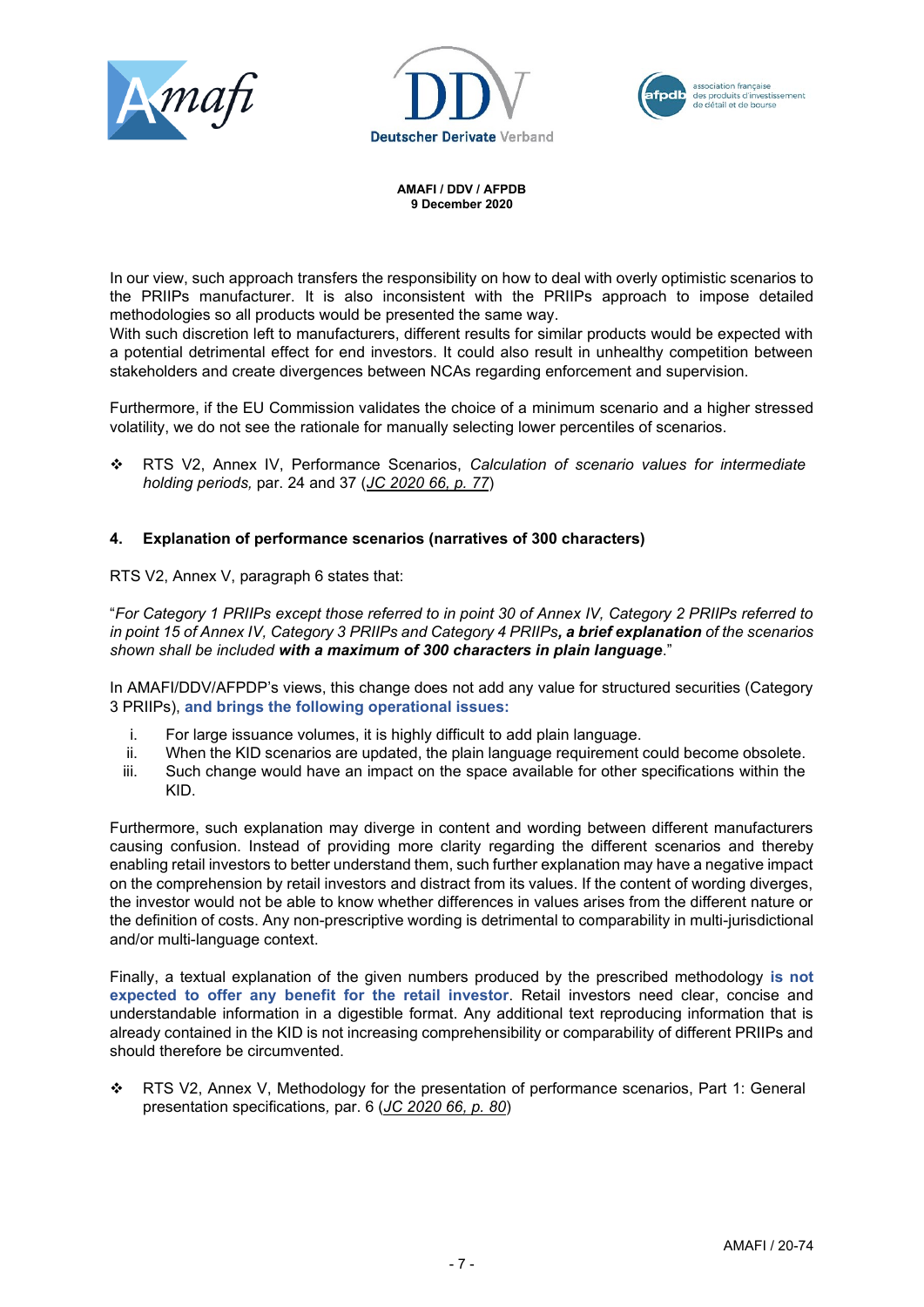In our view, such approach transfers the responsibility on how to deal with overly optimistic scenarios to the PRIIPs manufacturer. It is also inconsistent with the PRIIPs approach to impose detailed methodologies so all products would be presented the same way.
With such discretion left to manufacturers, different results for similar products would be expected with a potential detrimental effect for end investors. It could also result in unhealthy competition between stakeholders and create divergences between NCAs regarding enforcement and supervision.

Furthermore, if the EU Commission validates the choice of a minimum scenario and a higher stressed volatility, we do not see the rationale for manually selecting lower percentiles of scenarios.

❖ RTS V2, Annex IV, Performance Scenarios, *Calculation of scenario values for intermediate holding periods,* par. 24 and 37 (*JC 2020 66, p. 77*)

## 4. Explanation of performance scenarios (narratives of 300 characters)

RTS V2, Annex V, paragraph 6 states that:

"*For Category 1 PRIIPs except those referred to in point 30 of Annex IV, Category 2 PRIIPs referred to in point 15 of Annex IV, Category 3 PRIIPs and Category 4 PRIIPs, **a brief explanation** of the scenarios shown shall be included **with a maximum of 300 characters in plain language**.*"

In AMAFI/DDV/AFPDP's views, this change does not add any value for structured securities (Category 3 PRIIPs), **and brings the following operational issues:**

i. For large issuance volumes, it is highly difficult to add plain language.
ii. When the KID scenarios are updated, the plain language requirement could become obsolete.
iii. Such change would have an impact on the space available for other specifications within the KID.

Furthermore, such explanation may diverge in content and wording between different manufacturers causing confusion. Instead of providing more clarity regarding the different scenarios and thereby enabling retail investors to better understand them, such further explanation may have a negative impact on the comprehension by retail investors and distract from its values. If the content of wording diverges, the investor would not be able to know whether differences in values arises from the different nature or the definition of costs. Any non-prescriptive wording is detrimental to comparability in multi-jurisdictional and/or multi-language context.

Finally, a textual explanation of the given numbers produced by the prescribed methodology **is not expected to offer any benefit for the retail investor**. Retail investors need clear, concise and understandable information in a digestible format. Any additional text reproducing information that is already contained in the KID is not increasing comprehensibility or comparability of different PRIIPs and should therefore be circumvented.

❖ RTS V2, Annex V, Methodology for the presentation of performance scenarios, Part 1: General presentation specifications, par. 6 (*JC 2020 66, p. 80*)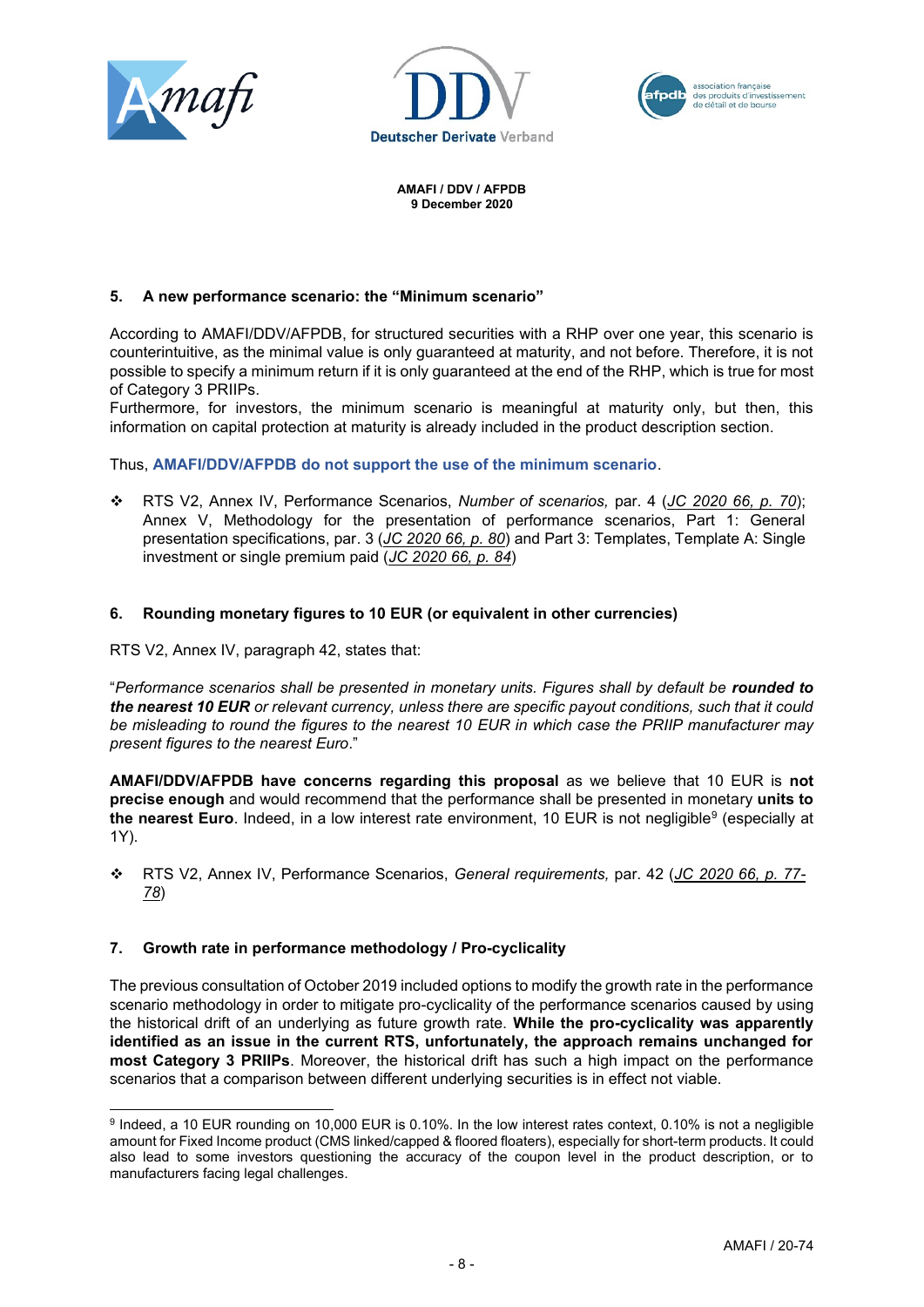### 5. A new performance scenario: the "Minimum scenario"

According to AMAFI/DDV/AFPDB, for structured securities with a RHP over one year, this scenario is counterintuitive, as the minimal value is only guaranteed at maturity, and not before. Therefore, it is not possible to specify a minimum return if it is only guaranteed at the end of the RHP, which is true for most of Category 3 PRIIPs.
Furthermore, for investors, the minimum scenario is meaningful at maturity only, but then, this information on capital protection at maturity is already included in the product description section.

Thus, **AMAFI/DDV/AFPDB do not support the use of the minimum scenario**.

- ❖ RTS V2, Annex IV, Performance Scenarios, *Number of scenarios,* par. 4 (JC 2020 66, p. 70); Annex V, Methodology for the presentation of performance scenarios, Part 1: General presentation specifications, par. 3 (JC 2020 66, p. 80) and Part 3: Templates, Template A: Single investment or single premium paid (JC 2020 66, p. 84)

### 6. Rounding monetary figures to 10 EUR (or equivalent in other currencies)

RTS V2, Annex IV, paragraph 42, states that:

"*Performance scenarios shall be presented in monetary units. Figures shall by default be* ***rounded to the nearest 10 EUR*** *or relevant currency, unless there are specific payout conditions, such that it could be misleading to round the figures to the nearest 10 EUR in which case the PRIIP manufacturer may present figures to the nearest Euro*."

**AMAFI/DDV/AFPDB have concerns regarding this proposal** as we believe that 10 EUR is **not precise enough** and would recommend that the performance shall be presented in monetary **units to the nearest Euro**. Indeed, in a low interest rate environment, 10 EUR is not negligible[9] (especially at 1Y).

- ❖ RTS V2, Annex IV, Performance Scenarios, *General requirements,* par. 42 (JC 2020 66, p. 77-78)

### 7. Growth rate in performance methodology / Pro-cyclicality

The previous consultation of October 2019 included options to modify the growth rate in the performance scenario methodology in order to mitigate pro-cyclicality of the performance scenarios caused by using the historical drift of an underlying as future growth rate. **While the pro-cyclicality was apparently identified as an issue in the current RTS, unfortunately, the approach remains unchanged for most Category 3 PRIIPs**. Moreover, the historical drift has such a high impact on the performance scenarios that a comparison between different underlying securities is in effect not viable.

---

[9] Indeed, a 10 EUR rounding on 10,000 EUR is 0.10%. In the low interest rates context, 0.10% is not a negligible amount for Fixed Income product (CMS linked/capped & floored floaters), especially for short-term products. It could also lead to some investors questioning the accuracy of the coupon level in the product description, or to manufacturers facing legal challenges.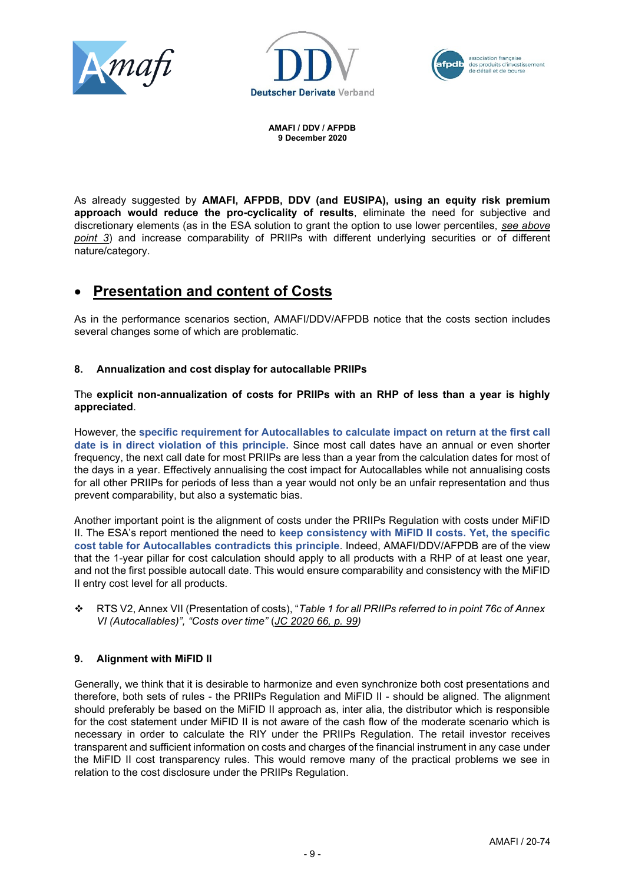AMAFI / DDV / AFPDB
9 December 2020

As already suggested by **AMAFI, AFPDB, DDV (and EUSIPA), using an equity risk premium approach would reduce the pro-cyclicality of results**, eliminate the need for subjective and discretionary elements (as in the ESA solution to grant the option to use lower percentiles, *see above point 3*) and increase comparability of PRIIPs with different underlying securities or of different nature/category.

## Presentation and content of Costs

As in the performance scenarios section, AMAFI/DDV/AFPDB notice that the costs section includes several changes some of which are problematic.

### 8. Annualization and cost display for autocallable PRIIPs

The **explicit non-annualization of costs for PRIIPs with an RHP of less than a year is highly appreciated**.

However, the **specific requirement for Autocallables to calculate impact on return at the first call date is in direct violation of this principle.** Since most call dates have an annual or even shorter frequency, the next call date for most PRIIPs are less than a year from the calculation dates for most of the days in a year. Effectively annualising the cost impact for Autocallables while not annualising costs for all other PRIIPs for periods of less than a year would not only be an unfair representation and thus prevent comparability, but also a systematic bias.

Another important point is the alignment of costs under the PRIIPs Regulation with costs under MiFID II. The ESA's report mentioned the need to **keep consistency with MiFID II costs. Yet, the specific cost table for Autocallables contradicts this principle**. Indeed, AMAFI/DDV/AFPDB are of the view that the 1-year pillar for cost calculation should apply to all products with a RHP of at least one year, and not the first possible autocall date. This would ensure comparability and consistency with the MiFID II entry cost level for all products.

- RTS V2, Annex VII (Presentation of costs), "*Table 1 for all PRIIPs referred to in point 76c of Annex VI (Autocallables)", "Costs over time"* (JC 2020 66, p. 99)

### 9. Alignment with MiFID II

Generally, we think that it is desirable to harmonize and even synchronize both cost presentations and therefore, both sets of rules - the PRIIPs Regulation and MiFID II - should be aligned. The alignment should preferably be based on the MiFID II approach as, inter alia, the distributor which is responsible for the cost statement under MiFID II is not aware of the cash flow of the moderate scenario which is necessary in order to calculate the RIY under the PRIIPs Regulation. The retail investor receives transparent and sufficient information on costs and charges of the financial instrument in any case under the MiFID II cost transparency rules. This would remove many of the practical problems we see in relation to the cost disclosure under the PRIIPs Regulation.

AMAFI / 20-74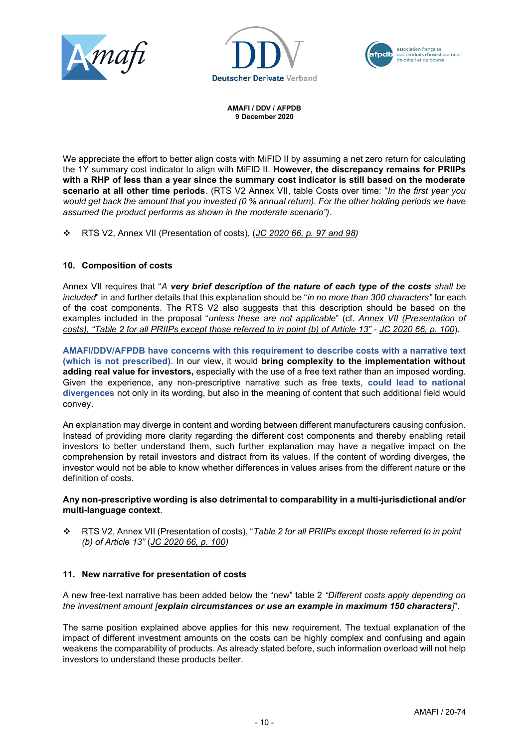We appreciate the effort to better align costs with MiFID II by assuming a net zero return for calculating the 1Y summary cost indicator to align with MiFID II. **However, the discrepancy remains for PRIIPs with a RHP of less than a year since the summary cost indicator is still based on the moderate scenario at all other time periods**. (RTS V2 Annex VII, table Costs over time: "*In the first year you would get back the amount that you invested (0 % annual return). For the other holding periods we have assumed the product performs as shown in the moderate scenario")*.

❖ RTS V2, Annex VII (Presentation of costs), (*JC 2020 66, p. 97 and 98)*

## 10. Composition of costs

Annex VII requires that "*A* ***very brief description of the nature of each type of the costs*** *shall be included*" in and further details that this explanation should be "*in no more than 300 characters"* for each of the cost components. The RTS V2 also suggests that this description should be based on the examples included in the proposal "*unless these are not applicable*" (cf. *Annex VII (Presentation of costs), "Table 2 for all PRIIPs except those referred to in point (b) of Article 13"* - *JC 2020 66, p. 100*).

**AMAFI/DDV/AFPDB have concerns with this requirement to describe costs with a narrative text (which is not prescribed)**. In our view, it would **bring complexity to the implementation without adding real value for investors,** especially with the use of a free text rather than an imposed wording. Given the experience, any non-prescriptive narrative such as free texts, **could lead to national divergences** not only in its wording, but also in the meaning of content that such additional field would convey.

An explanation may diverge in content and wording between different manufacturers causing confusion. Instead of providing more clarity regarding the different cost components and thereby enabling retail investors to better understand them, such further explanation may have a negative impact on the comprehension by retail investors and distract from its values. If the content of wording diverges, the investor would not be able to know whether differences in values arises from the different nature or the definition of costs.

**Any non-prescriptive wording is also detrimental to comparability in a multi-jurisdictional and/or multi-language context**.

❖ RTS V2, Annex VII (Presentation of costs), "*Table 2 for all PRIIPs except those referred to in point (b) of Article 13"* (*JC 2020 66, p. 100)*

## 11. New narrative for presentation of costs

A new free-text narrative has been added below the "new" table 2 *"Different costs apply depending on the investment amount [****explain circumstances or use an example in maximum 150 characters****]*".

The same position explained above applies for this new requirement. The textual explanation of the impact of different investment amounts on the costs can be highly complex and confusing and again weakens the comparability of products. As already stated before, such information overload will not help investors to understand these products better.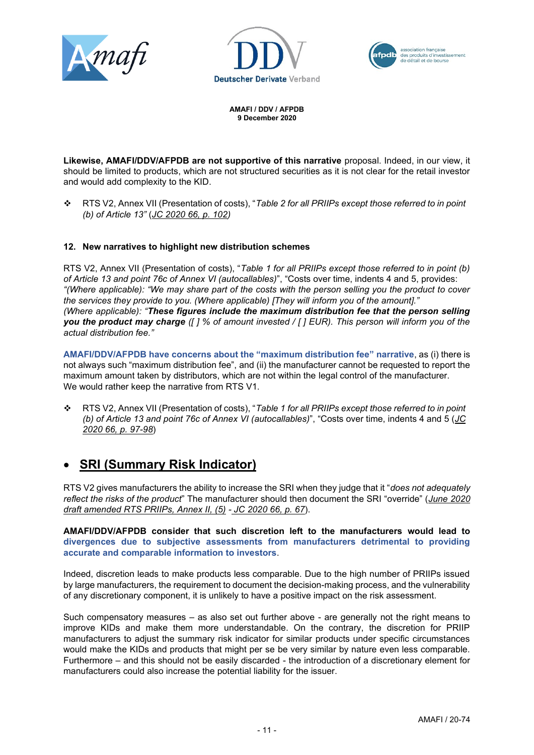**Likewise, AMAFI/DDV/AFPDB are not supportive of this narrative** proposal. Indeed, in our view, it should be limited to products, which are not structured securities as it is not clear for the retail investor and would add complexity to the KID.

- RTS V2, Annex VII (Presentation of costs), "*Table 2 for all PRIIPs except those referred to in point (b) of Article 13"* (JC 2020 66, p. 102)

### 12. New narratives to highlight new distribution schemes

RTS V2, Annex VII (Presentation of costs), "*Table 1 for all PRIIPs except those referred to in point (b) of Article 13 and point 76c of Annex VI (autocallables)*", "Costs over time, indents 4 and 5, provides: *"(Where applicable): "We may share part of the costs with the person selling you the product to cover the services they provide to you. (Where applicable) [They will inform you of the amount]."*
*(Where applicable): "**These figures include the maximum distribution fee that the person selling you the product may charge** ([ ] % of amount invested / [ ] EUR). This person will inform you of the actual distribution fee."*

**AMAFI/DDV/AFPDB have concerns about the "maximum distribution fee" narrative**, as (i) there is not always such "maximum distribution fee", and (ii) the manufacturer cannot be requested to report the maximum amount taken by distributors, which are not within the legal control of the manufacturer.
We would rather keep the narrative from RTS V1.

- RTS V2, Annex VII (Presentation of costs), "*Table 1 for all PRIIPs except those referred to in point (b) of Article 13 and point 76c of Annex VI (autocallables)*", "Costs over time, indents 4 and 5 (*JC 2020 66, p. 97-98*)

## SRI (Summary Risk Indicator)

RTS V2 gives manufacturers the ability to increase the SRI when they judge that it "*does not adequately reflect the risks of the product*" The manufacturer should then document the SRI "override" (*June 2020 draft amended RTS PRIIPs, Annex II, (5)* - *JC 2020 66, p. 67*).

**AMAFI/DDV/AFPDB consider that such discretion left to the manufacturers would lead to divergences due to subjective assessments from manufacturers detrimental to providing accurate and comparable information to investors**.

Indeed, discretion leads to make products less comparable. Due to the high number of PRIIPs issued by large manufacturers, the requirement to document the decision-making process, and the vulnerability of any discretionary component, it is unlikely to have a positive impact on the risk assessment.

Such compensatory measures – as also set out further above - are generally not the right means to improve KIDs and make them more understandable. On the contrary, the discretion for PRIIP manufacturers to adjust the summary risk indicator for similar products under specific circumstances would make the KIDs and products that might per se be very similar by nature even less comparable. Furthermore – and this should not be easily discarded - the introduction of a discretionary element for manufacturers could also increase the potential liability for the issuer.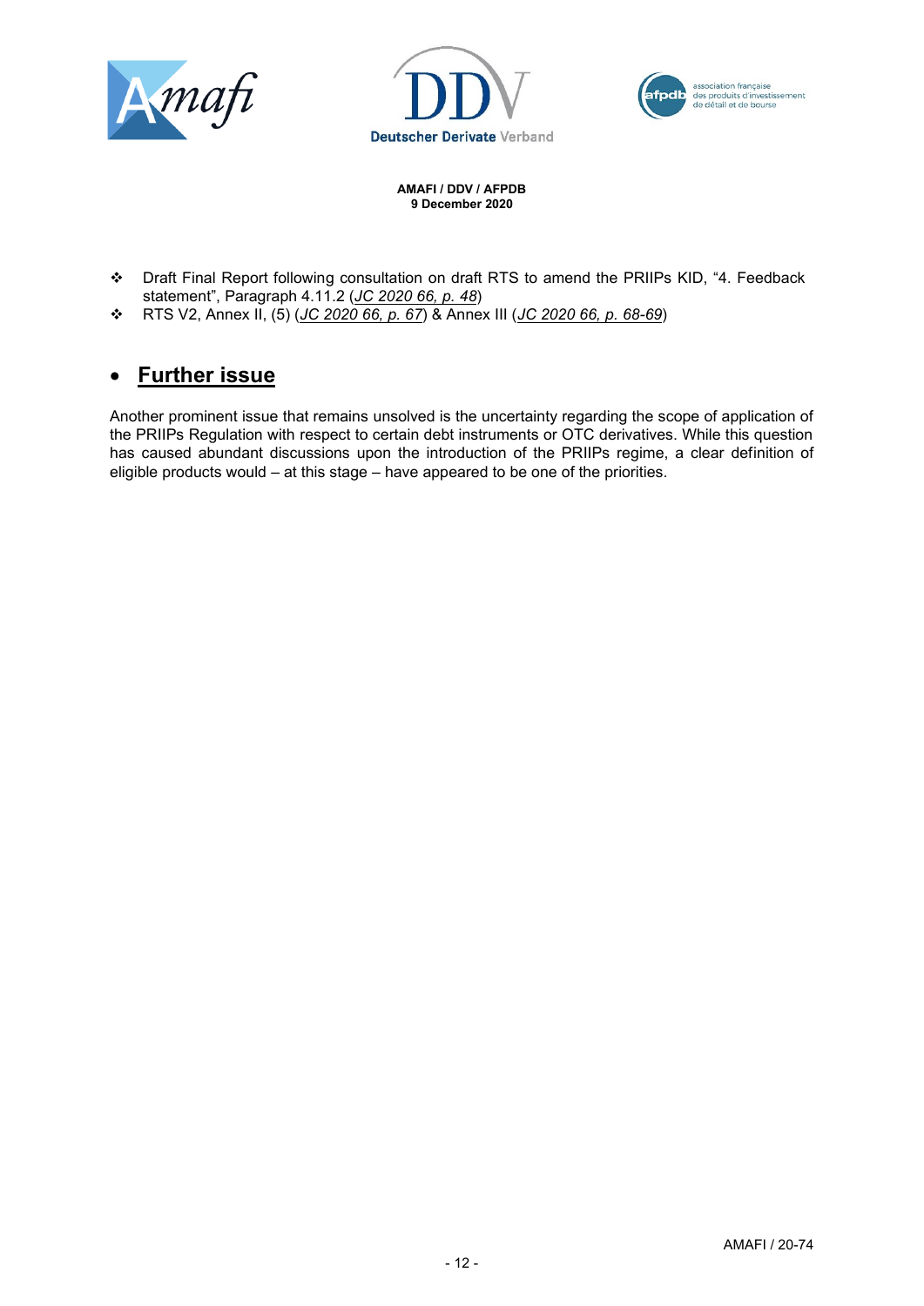- Draft Final Report following consultation on draft RTS to amend the PRIIPs KID, "4. Feedback statement", Paragraph 4.11.2 (*JC 2020 66, p. 48*)
- RTS V2, Annex II, (5) (*JC 2020 66, p. 67*) & Annex III (*JC 2020 66, p. 68-69*)

## Further issue

Another prominent issue that remains unsolved is the uncertainty regarding the scope of application of the PRIIPs Regulation with respect to certain debt instruments or OTC derivatives. While this question has caused abundant discussions upon the introduction of the PRIIPs regime, a clear definition of eligible products would – at this stage – have appeared to be one of the priorities.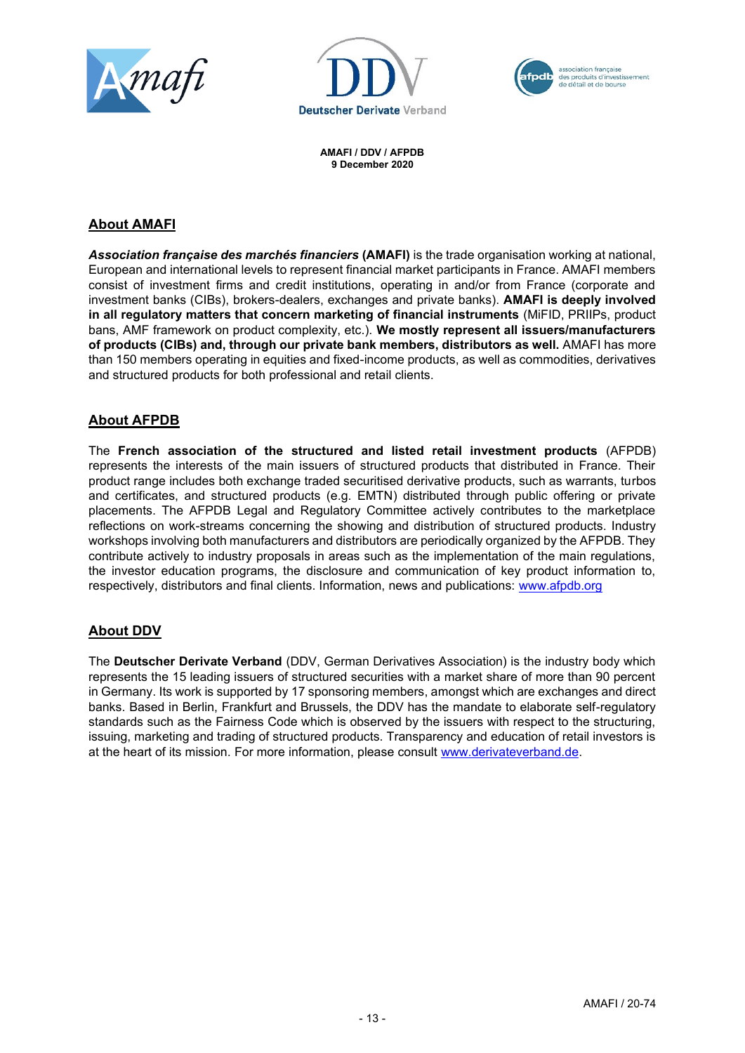**AMAFI / DDV / AFPDB**
**9 December 2020**

## About AMAFI

***Association française des marchés financiers*** **(AMAFI)** is the trade organisation working at national, European and international levels to represent financial market participants in France. AMAFI members consist of investment firms and credit institutions, operating in and/or from France (corporate and investment banks (CIBs), brokers-dealers, exchanges and private banks). **AMAFI is deeply involved in all regulatory matters that concern marketing of financial instruments** (MiFID, PRIIPs, product bans, AMF framework on product complexity, etc.). **We mostly represent all issuers/manufacturers of products (CIBs) and, through our private bank members, distributors as well.** AMAFI has more than 150 members operating in equities and fixed-income products, as well as commodities, derivatives and structured products for both professional and retail clients.

## About AFPDB

The **French association of the structured and listed retail investment products** (AFPDB) represents the interests of the main issuers of structured products that distributed in France. Their product range includes both exchange traded securitised derivative products, such as warrants, turbos and certificates, and structured products (e.g. EMTN) distributed through public offering or private placements. The AFPDB Legal and Regulatory Committee actively contributes to the marketplace reflections on work-streams concerning the showing and distribution of structured products. Industry workshops involving both manufacturers and distributors are periodically organized by the AFPDB. They contribute actively to industry proposals in areas such as the implementation of the main regulations, the investor education programs, the disclosure and communication of key product information to, respectively, distributors and final clients. Information, news and publications: www.afpdb.org

## About DDV

The **Deutscher Derivate Verband** (DDV, German Derivatives Association) is the industry body which represents the 15 leading issuers of structured securities with a market share of more than 90 percent in Germany. Its work is supported by 17 sponsoring members, amongst which are exchanges and direct banks. Based in Berlin, Frankfurt and Brussels, the DDV has the mandate to elaborate self-regulatory standards such as the Fairness Code which is observed by the issuers with respect to the structuring, issuing, marketing and trading of structured products. Transparency and education of retail investors is at the heart of its mission. For more information, please consult www.derivateverband.de.

AMAFI / 20-74